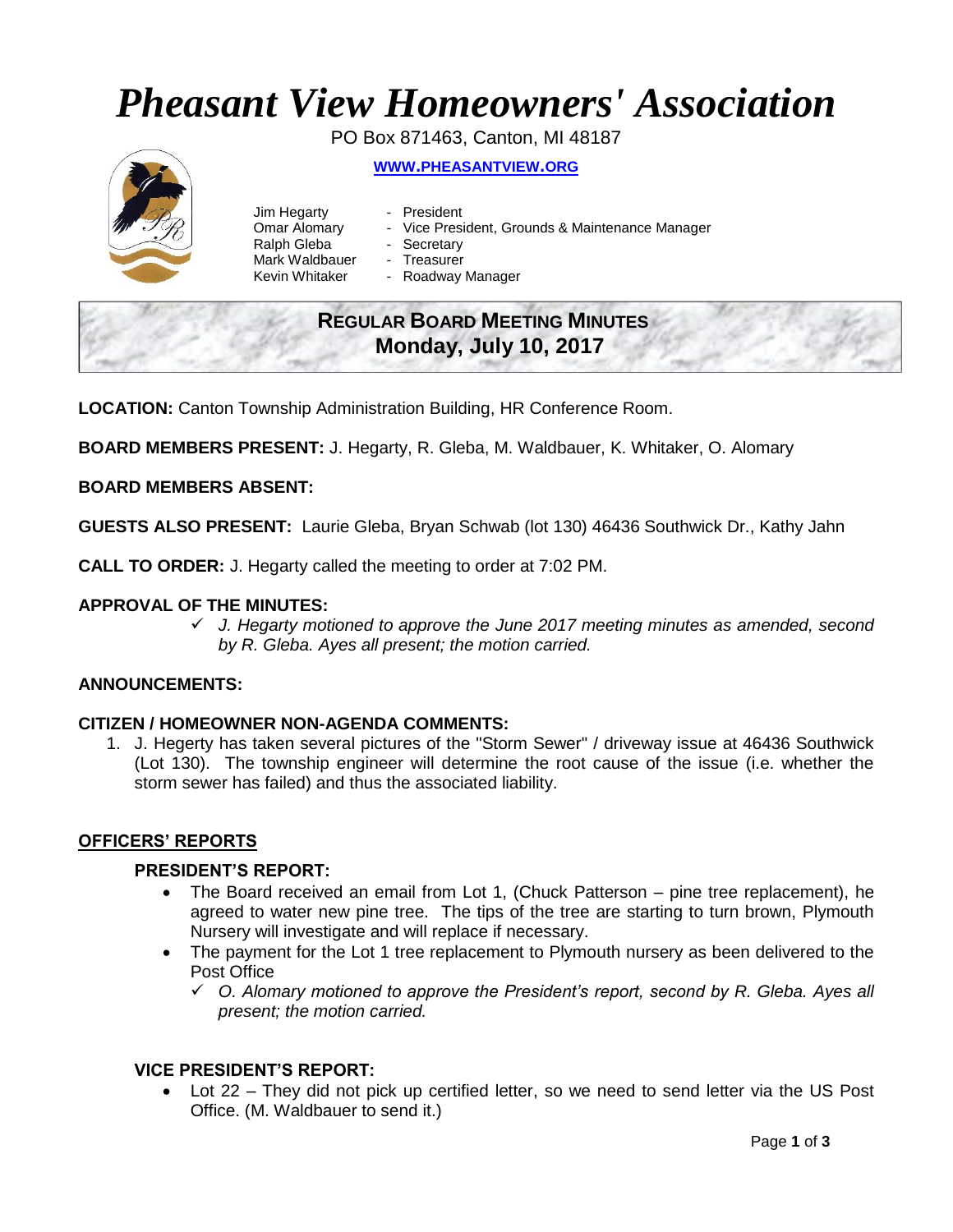# Pheasant View Homeowners' Association

PO Box 871463, Canton, MI 48187

**WWW.PHEASANTVIEW.ORG**

Jim Hegarty - President
Omar Alomary - Vice President, Grounds & Maintenance Manager
Ralph Gleba - Secretary
Mark Waldbauer - Treasurer
Kevin Whitaker - Roadway Manager

## REGULAR BOARD MEETING MINUTES
## Monday, July 10, 2017

**LOCATION:** Canton Township Administration Building, HR Conference Room.

**BOARD MEMBERS PRESENT:** J. Hegarty, R. Gleba, M. Waldbauer, K. Whitaker, O. Alomary

**BOARD MEMBERS ABSENT:**

**GUESTS ALSO PRESENT:** Laurie Gleba, Bryan Schwab (lot 130) 46436 Southwick Dr., Kathy Jahn

**CALL TO ORDER:** J. Hegarty called the meeting to order at 7:02 PM.

**APPROVAL OF THE MINUTES:**

- ✓ *J. Hegarty motioned to approve the June 2017 meeting minutes as amended, second by R. Gleba. Ayes all present; the motion carried.*

**ANNOUNCEMENTS:**

**CITIZEN / HOMEOWNER NON-AGENDA COMMENTS:**

1. J. Hegerty has taken several pictures of the "Storm Sewer" / driveway issue at 46436 Southwick (Lot 130). The township engineer will determine the root cause of the issue (i.e. whether the storm sewer has failed) and thus the associated liability.

## OFFICERS' REPORTS

### PRESIDENT'S REPORT:

- The Board received an email from Lot 1, (Chuck Patterson – pine tree replacement), he agreed to water new pine tree. The tips of the tree are starting to turn brown, Plymouth Nursery will investigate and will replace if necessary.
- The payment for the Lot 1 tree replacement to Plymouth nursery as been delivered to the Post Office
  - ✓ *O. Alomary motioned to approve the President's report, second by R. Gleba. Ayes all present; the motion carried.*

### VICE PRESIDENT'S REPORT:

- Lot 22 – They did not pick up certified letter, so we need to send letter via the US Post Office. (M. Waldbauer to send it.)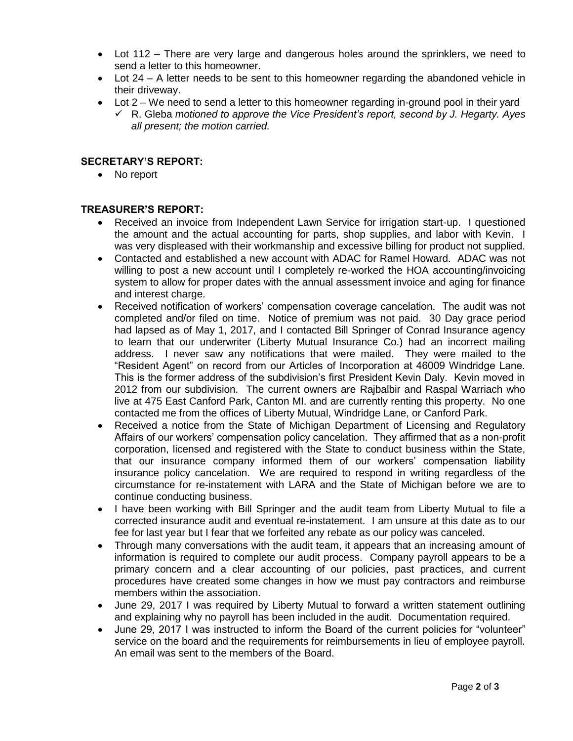- Lot 112 – There are very large and dangerous holes around the sprinklers, we need to send a letter to this homeowner.
- Lot 24 – A letter needs to be sent to this homeowner regarding the abandoned vehicle in their driveway.
- Lot 2 – We need to send a letter to this homeowner regarding in-ground pool in their yard
  - ✓ R. Gleba *motioned to approve the Vice President's report, second by J. Hegarty. Ayes all present; the motion carried.*

**SECRETARY'S REPORT:**

- No report

**TREASURER'S REPORT:**

- Received an invoice from Independent Lawn Service for irrigation start-up. I questioned the amount and the actual accounting for parts, shop supplies, and labor with Kevin. I was very displeased with their workmanship and excessive billing for product not supplied.
- Contacted and established a new account with ADAC for Ramel Howard. ADAC was not willing to post a new account until I completely re-worked the HOA accounting/invoicing system to allow for proper dates with the annual assessment invoice and aging for finance and interest charge.
- Received notification of workers' compensation coverage cancelation. The audit was not completed and/or filed on time. Notice of premium was not paid. 30 Day grace period had lapsed as of May 1, 2017, and I contacted Bill Springer of Conrad Insurance agency to learn that our underwriter (Liberty Mutual Insurance Co.) had an incorrect mailing address. I never saw any notifications that were mailed. They were mailed to the "Resident Agent" on record from our Articles of Incorporation at 46009 Windridge Lane. This is the former address of the subdivision's first President Kevin Daly. Kevin moved in 2012 from our subdivision. The current owners are Rajbalbir and Raspal Warriach who live at 475 East Canford Park, Canton MI. and are currently renting this property. No one contacted me from the offices of Liberty Mutual, Windridge Lane, or Canford Park.
- Received a notice from the State of Michigan Department of Licensing and Regulatory Affairs of our workers' compensation policy cancelation. They affirmed that as a non-profit corporation, licensed and registered with the State to conduct business within the State, that our insurance company informed them of our workers' compensation liability insurance policy cancelation. We are required to respond in writing regardless of the circumstance for re-instatement with LARA and the State of Michigan before we are to continue conducting business.
- I have been working with Bill Springer and the audit team from Liberty Mutual to file a corrected insurance audit and eventual re-instatement. I am unsure at this date as to our fee for last year but I fear that we forfeited any rebate as our policy was canceled.
- Through many conversations with the audit team, it appears that an increasing amount of information is required to complete our audit process. Company payroll appears to be a primary concern and a clear accounting of our policies, past practices, and current procedures have created some changes in how we must pay contractors and reimburse members within the association.
- June 29, 2017 I was required by Liberty Mutual to forward a written statement outlining and explaining why no payroll has been included in the audit. Documentation required.
- June 29, 2017 I was instructed to inform the Board of the current policies for "volunteer" service on the board and the requirements for reimbursements in lieu of employee payroll. An email was sent to the members of the Board.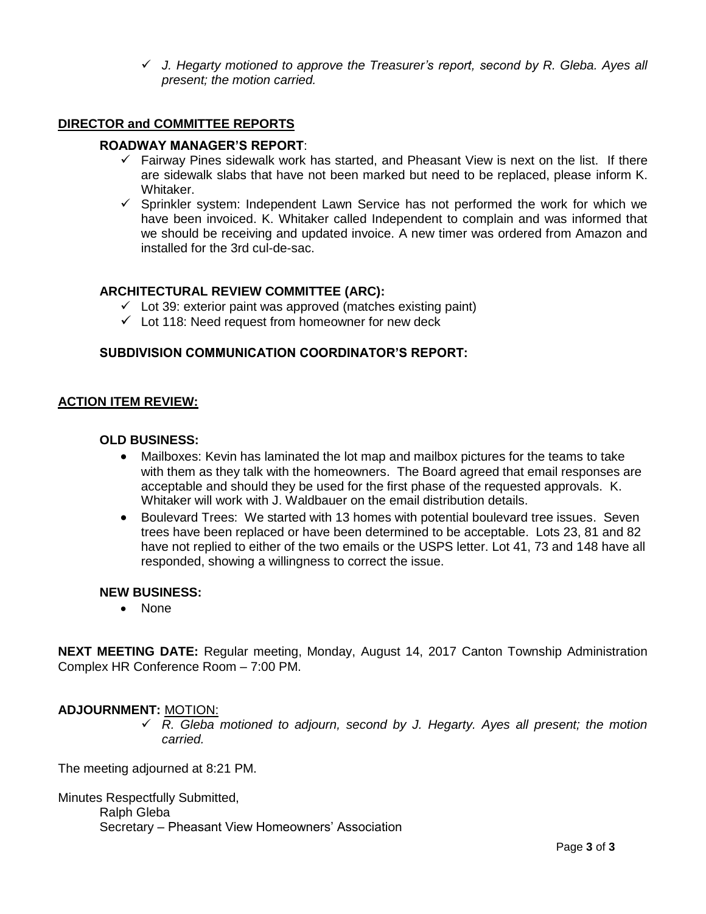- ✓ *J. Hegarty motioned to approve the Treasurer's report, second by R. Gleba. Ayes all present; the motion carried.*

## DIRECTOR and COMMITTEE REPORTS

### ROADWAY MANAGER'S REPORT:

- ✓ Fairway Pines sidewalk work has started, and Pheasant View is next on the list. If there are sidewalk slabs that have not been marked but need to be replaced, please inform K. Whitaker.
- ✓ Sprinkler system: Independent Lawn Service has not performed the work for which we have been invoiced. K. Whitaker called Independent to complain and was informed that we should be receiving and updated invoice. A new timer was ordered from Amazon and installed for the 3rd cul-de-sac.

### ARCHITECTURAL REVIEW COMMITTEE (ARC):

- ✓ Lot 39: exterior paint was approved (matches existing paint)
- ✓ Lot 118: Need request from homeowner for new deck

### SUBDIVISION COMMUNICATION COORDINATOR'S REPORT:

## ACTION ITEM REVIEW:

### OLD BUSINESS:

- Mailboxes: Kevin has laminated the lot map and mailbox pictures for the teams to take with them as they talk with the homeowners. The Board agreed that email responses are acceptable and should they be used for the first phase of the requested approvals. K. Whitaker will work with J. Waldbauer on the email distribution details.
- Boulevard Trees: We started with 13 homes with potential boulevard tree issues. Seven trees have been replaced or have been determined to be acceptable. Lots 23, 81 and 82 have not replied to either of the two emails or the USPS letter. Lot 41, 73 and 148 have all responded, showing a willingness to correct the issue.

### NEW BUSINESS:

- None

**NEXT MEETING DATE:** Regular meeting, Monday, August 14, 2017 Canton Township Administration Complex HR Conference Room – 7:00 PM.

**ADJOURNMENT:** MOTION:

- ✓ *R. Gleba motioned to adjourn, second by J. Hegarty. Ayes all present; the motion carried.*

The meeting adjourned at 8:21 PM.

Minutes Respectfully Submitted,
Ralph Gleba
Secretary – Pheasant View Homeowners' Association